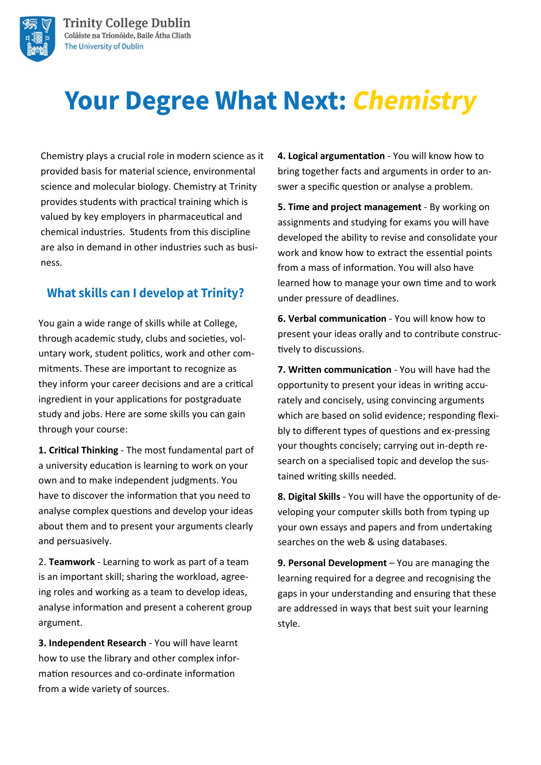# Your Degree What Next: *Chemistry*

Chemistry plays a crucial role in modern science as it provided basis for material science, environmental science and molecular biology. Chemistry at Trinity provides students with practical training which is valued by key employers in pharmaceutical and chemical industries. Students from this discipline are also in demand in other industries such as business.

## What skills can I develop at Trinity?

You gain a wide range of skills while at College, through academic study, clubs and societies, voluntary work, student politics, work and other commitments. These are important to recognize as they inform your career decisions and are a critical ingredient in your applications for postgraduate study and jobs. Here are some skills you can gain through your course:

**1. Critical Thinking** - The most fundamental part of a university education is learning to work on your own and to make independent judgments. You have to discover the information that you need to analyse complex questions and develop your ideas about them and to present your arguments clearly and persuasively.

2. **Teamwork** - Learning to work as part of a team is an important skill; sharing the workload, agreeing roles and working as a team to develop ideas, analyse information and present a coherent group argument.

**3. Independent Research** - You will have learnt how to use the library and other complex information resources and co-ordinate information from a wide variety of sources.

**4. Logical argumentation** - You will know how to bring together facts and arguments in order to answer a specific question or analyse a problem.

**5. Time and project management** - By working on assignments and studying for exams you will have developed the ability to revise and consolidate your work and know how to extract the essential points from a mass of information. You will also have learned how to manage your own time and to work under pressure of deadlines.

**6. Verbal communication** - You will know how to present your ideas orally and to contribute constructively to discussions.

**7. Written communication** - You will have had the opportunity to present your ideas in writing accurately and concisely, using convincing arguments which are based on solid evidence; responding flexibly to different types of questions and ex-pressing your thoughts concisely; carrying out in-depth research on a specialised topic and develop the sustained writing skills needed.

**8. Digital Skills** - You will have the opportunity of developing your computer skills both from typing up your own essays and papers and from undertaking searches on the web & using databases.

**9. Personal Development** – You are managing the learning required for a degree and recognising the gaps in your understanding and ensuring that these are addressed in ways that best suit your learning style.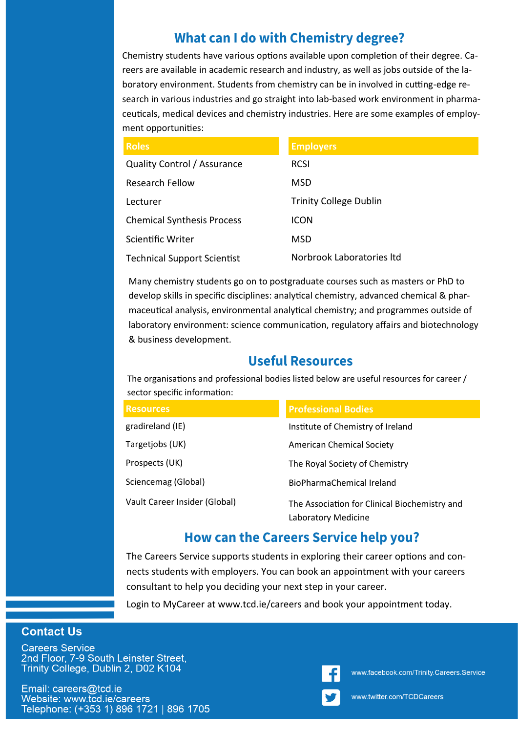## What can I do with Chemistry degree?

Chemistry students have various options available upon completion of their degree. Careers are available in academic research and industry, as well as jobs outside of the laboratory environment. Students from chemistry can be in involved in cutting-edge research in various industries and go straight into lab-based work environment in pharmaceuticals, medical devices and chemistry industries. Here are some examples of employment opportunities:

| Roles | Employers |
|---|---|
| Quality Control / Assurance | RCSI |
| Research Fellow | MSD |
| Lecturer | Trinity College Dublin |
| Chemical Synthesis Process | ICON |
| Scientific Writer | MSD |
| Technical Support Scientist | Norbrook Laboratories ltd |

Many chemistry students go on to postgraduate courses such as masters or PhD to develop skills in specific disciplines: analytical chemistry, advanced chemical & pharmaceutical analysis, environmental analytical chemistry; and programmes outside of laboratory environment: science communication, regulatory affairs and biotechnology & business development.

## Useful Resources

The organisations and professional bodies listed below are useful resources for career / sector specific information:

| Resources | Professional Bodies |
|---|---|
| gradireland (IE) | Institute of Chemistry of Ireland |
| Targetjobs (UK) | American Chemical Society |
| Prospects (UK) | The Royal Society of Chemistry |
| Sciencemag (Global) | BioPharmaChemical Ireland |
| Vault Career Insider (Global) | The Association for Clinical Biochemistry and Laboratory Medicine |

## How can the Careers Service help you?

The Careers Service supports students in exploring their career options and connects students with employers. You can book an appointment with your careers consultant to help you deciding your next step in your career.

Login to MyCareer at www.tcd.ie/careers and book your appointment today.

### Contact Us

Careers Service
2nd Floor, 7-9 South Leinster Street,
Trinity College, Dublin 2, D02 K104

Email: careers@tcd.ie
Website: www.tcd.ie/careers
Telephone: (+353 1) 896 1721 | 896 1705

www.facebook.com/Trinity.Careers.Service

www.twitter.com/TCDCareers